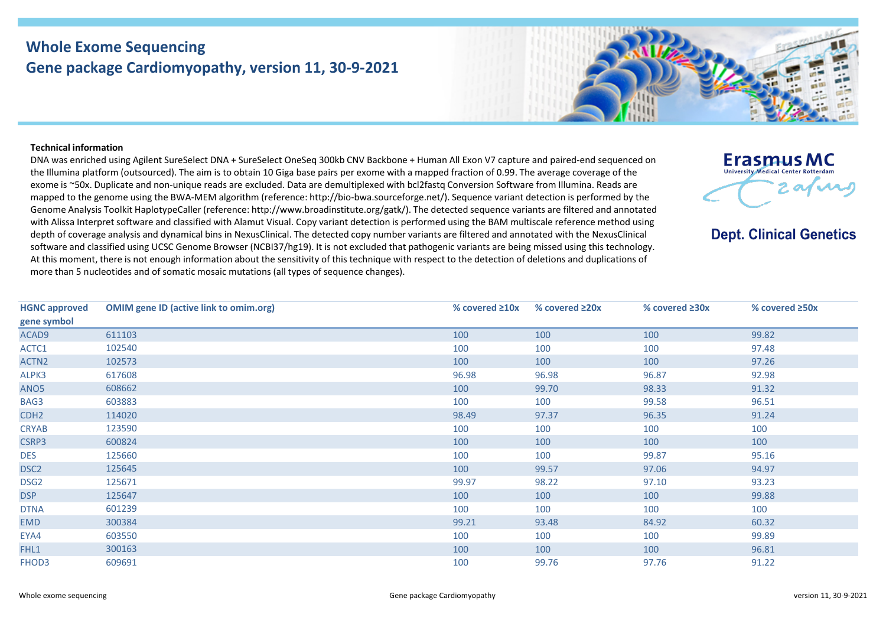# Whole Exome Sequencing

## Gene package Cardiomyopathy, version 11, 30-9-2021

**Technical information**

DNA was enriched using Agilent SureSelect DNA + SureSelect OneSeq 300kb CNV Backbone + Human All Exon V7 capture and paired-end sequenced on the Illumina platform (outsourced). The aim is to obtain 10 Giga base pairs per exome with a mapped fraction of 0.99. The average coverage of the exome is ~50x. Duplicate and non-unique reads are excluded. Data are demultiplexed with bcl2fastq Conversion Software from Illumina. Reads are mapped to the genome using the BWA-MEM algorithm (reference: http://bio-bwa.sourceforge.net/). Sequence variant detection is performed by the Genome Analysis Toolkit HaplotypeCaller (reference: http://www.broadinstitute.org/gatk/). The detected sequence variants are filtered and annotated with Alissa Interpret software and classified with Alamut Visual. Copy variant detection is performed using the BAM multiscale reference method using depth of coverage analysis and dynamical bins in NexusClinical. The detected copy number variants are filtered and annotated with the NexusClinical software and classified using UCSC Genome Browser (NCBI37/hg19). It is not excluded that pathogenic variants are being missed using this technology. At this moment, there is not enough information about the sensitivity of this technique with respect to the detection of deletions and duplications of more than 5 nucleotides and of somatic mosaic mutations (all types of sequence changes).

**Erasmus MC** University Medical Center Rotterdam

**Dept. Clinical Genetics**

| HGNC approved gene symbol | OMIM gene ID (active link to omim.org) | % covered ≥10x | % covered ≥20x | % covered ≥30x | % covered ≥50x |
|---|---|---|---|---|---|
| ACAD9 | 611103 | 100 | 100 | 100 | 99.82 |
| ACTC1 | 102540 | 100 | 100 | 100 | 97.48 |
| ACTN2 | 102573 | 100 | 100 | 100 | 97.26 |
| ALPK3 | 617608 | 96.98 | 96.98 | 96.87 | 92.98 |
| ANO5 | 608662 | 100 | 99.70 | 98.33 | 91.32 |
| BAG3 | 603883 | 100 | 100 | 99.58 | 96.51 |
| CDH2 | 114020 | 98.49 | 97.37 | 96.35 | 91.24 |
| CRYAB | 123590 | 100 | 100 | 100 | 100 |
| CSRP3 | 600824 | 100 | 100 | 100 | 100 |
| DES | 125660 | 100 | 100 | 99.87 | 95.16 |
| DSC2 | 125645 | 100 | 99.57 | 97.06 | 94.97 |
| DSG2 | 125671 | 99.97 | 98.22 | 97.10 | 93.23 |
| DSP | 125647 | 100 | 100 | 100 | 99.88 |
| DTNA | 601239 | 100 | 100 | 100 | 100 |
| EMD | 300384 | 99.21 | 93.48 | 84.92 | 60.32 |
| EYA4 | 603550 | 100 | 100 | 100 | 99.89 |
| FHL1 | 300163 | 100 | 100 | 100 | 96.81 |
| FHOD3 | 609691 | 100 | 99.76 | 97.76 | 91.22 |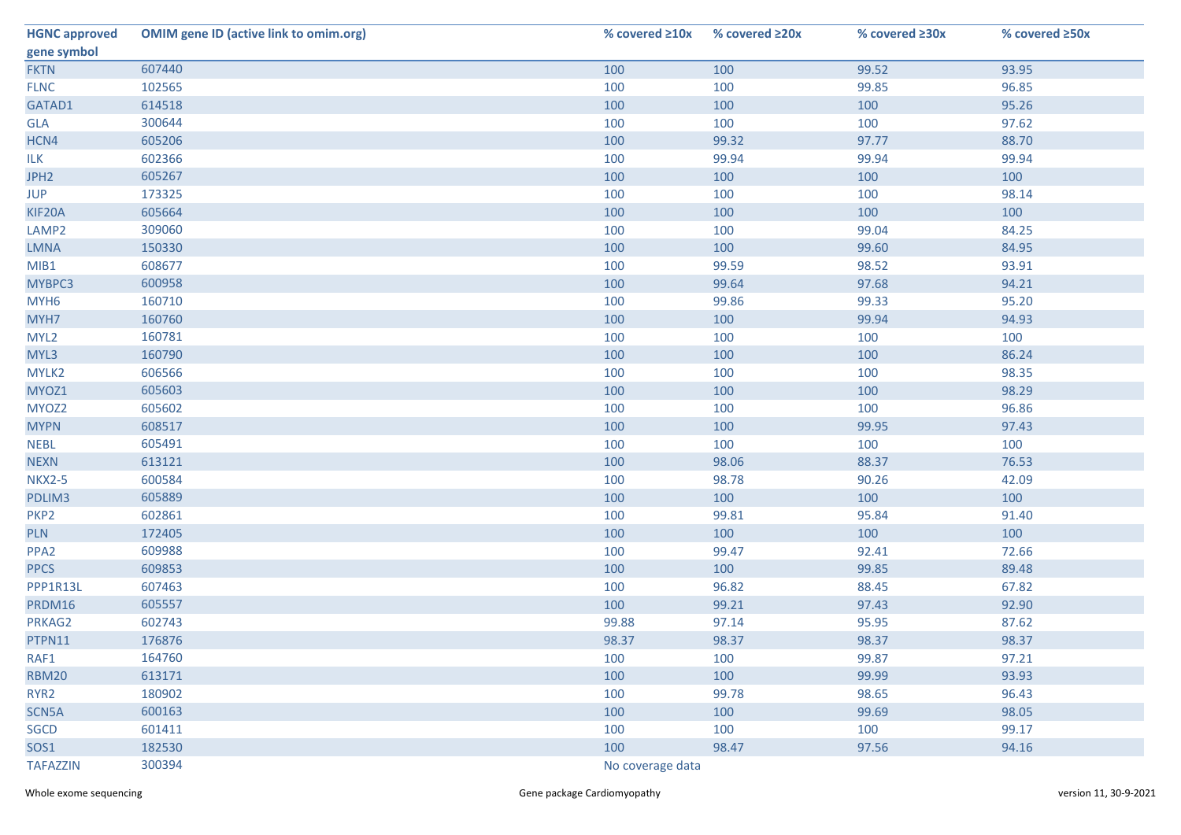| HGNC approved gene symbol | OMIM gene ID (active link to omim.org) | % covered ≥10x | % covered ≥20x | % covered ≥30x | % covered ≥50x |
|---|---|---|---|---|---|
| FKTN | 607440 | 100 | 100 | 99.52 | 93.95 |
| FLNC | 102565 | 100 | 100 | 99.85 | 96.85 |
| GATAD1 | 614518 | 100 | 100 | 100 | 95.26 |
| GLA | 300644 | 100 | 100 | 100 | 97.62 |
| HCN4 | 605206 | 100 | 99.32 | 97.77 | 88.70 |
| ILK | 602366 | 100 | 99.94 | 99.94 | 99.94 |
| JPH2 | 605267 | 100 | 100 | 100 | 100 |
| JUP | 173325 | 100 | 100 | 100 | 98.14 |
| KIF20A | 605664 | 100 | 100 | 100 | 100 |
| LAMP2 | 309060 | 100 | 100 | 99.04 | 84.25 |
| LMNA | 150330 | 100 | 100 | 99.60 | 84.95 |
| MIB1 | 608677 | 100 | 99.59 | 98.52 | 93.91 |
| MYBPC3 | 600958 | 100 | 99.64 | 97.68 | 94.21 |
| MYH6 | 160710 | 100 | 99.86 | 99.33 | 95.20 |
| MYH7 | 160760 | 100 | 100 | 99.94 | 94.93 |
| MYL2 | 160781 | 100 | 100 | 100 | 100 |
| MYL3 | 160790 | 100 | 100 | 100 | 86.24 |
| MYLK2 | 606566 | 100 | 100 | 100 | 98.35 |
| MYOZ1 | 605603 | 100 | 100 | 100 | 98.29 |
| MYOZ2 | 605602 | 100 | 100 | 100 | 96.86 |
| MYPN | 608517 | 100 | 100 | 99.95 | 97.43 |
| NEBL | 605491 | 100 | 100 | 100 | 100 |
| NEXN | 613121 | 100 | 98.06 | 88.37 | 76.53 |
| NKX2-5 | 600584 | 100 | 98.78 | 90.26 | 42.09 |
| PDLIM3 | 605889 | 100 | 100 | 100 | 100 |
| PKP2 | 602861 | 100 | 99.81 | 95.84 | 91.40 |
| PLN | 172405 | 100 | 100 | 100 | 100 |
| PPA2 | 609988 | 100 | 99.47 | 92.41 | 72.66 |
| PPCS | 609853 | 100 | 100 | 99.85 | 89.48 |
| PPP1R13L | 607463 | 100 | 96.82 | 88.45 | 67.82 |
| PRDM16 | 605557 | 100 | 99.21 | 97.43 | 92.90 |
| PRKAG2 | 602743 | 99.88 | 97.14 | 95.95 | 87.62 |
| PTPN11 | 176876 | 98.37 | 98.37 | 98.37 | 98.37 |
| RAF1 | 164760 | 100 | 100 | 99.87 | 97.21 |
| RBM20 | 613171 | 100 | 100 | 99.99 | 93.93 |
| RYR2 | 180902 | 100 | 99.78 | 98.65 | 96.43 |
| SCN5A | 600163 | 100 | 100 | 99.69 | 98.05 |
| SGCD | 601411 | 100 | 100 | 100 | 99.17 |
| SOS1 | 182530 | 100 | 98.47 | 97.56 | 94.16 |
| TAFAZZIN | 300394 | No coverage data | | | |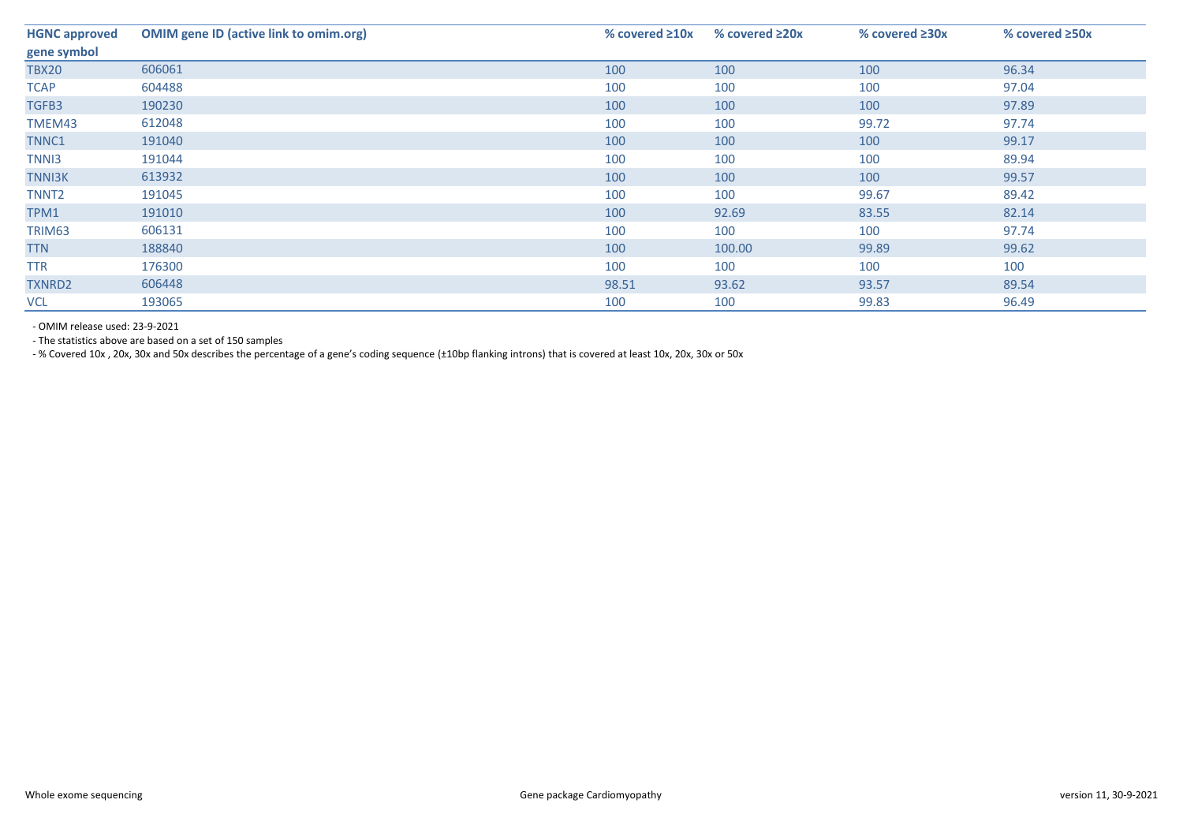| HGNC approved gene symbol | OMIM gene ID (active link to omim.org) | % covered ≥10x | % covered ≥20x | % covered ≥30x | % covered ≥50x |
|---|---|---|---|---|---|
| TBX20 | 606061 | 100 | 100 | 100 | 96.34 |
| TCAP | 604488 | 100 | 100 | 100 | 97.04 |
| TGFB3 | 190230 | 100 | 100 | 100 | 97.89 |
| TMEM43 | 612048 | 100 | 100 | 99.72 | 97.74 |
| TNNC1 | 191040 | 100 | 100 | 100 | 99.17 |
| TNNI3 | 191044 | 100 | 100 | 100 | 89.94 |
| TNNI3K | 613932 | 100 | 100 | 100 | 99.57 |
| TNNT2 | 191045 | 100 | 100 | 99.67 | 89.42 |
| TPM1 | 191010 | 100 | 92.69 | 83.55 | 82.14 |
| TRIM63 | 606131 | 100 | 100 | 100 | 97.74 |
| TTN | 188840 | 100 | 100.00 | 99.89 | 99.62 |
| TTR | 176300 | 100 | 100 | 100 | 100 |
| TXNRD2 | 606448 | 98.51 | 93.62 | 93.57 | 89.54 |
| VCL | 193065 | 100 | 100 | 99.83 | 96.49 |

- OMIM release used: 23-9-2021
- The statistics above are based on a set of 150 samples
- % Covered 10x , 20x, 30x and 50x describes the percentage of a gene's coding sequence (±10bp flanking introns) that is covered at least 10x, 20x, 30x or 50x